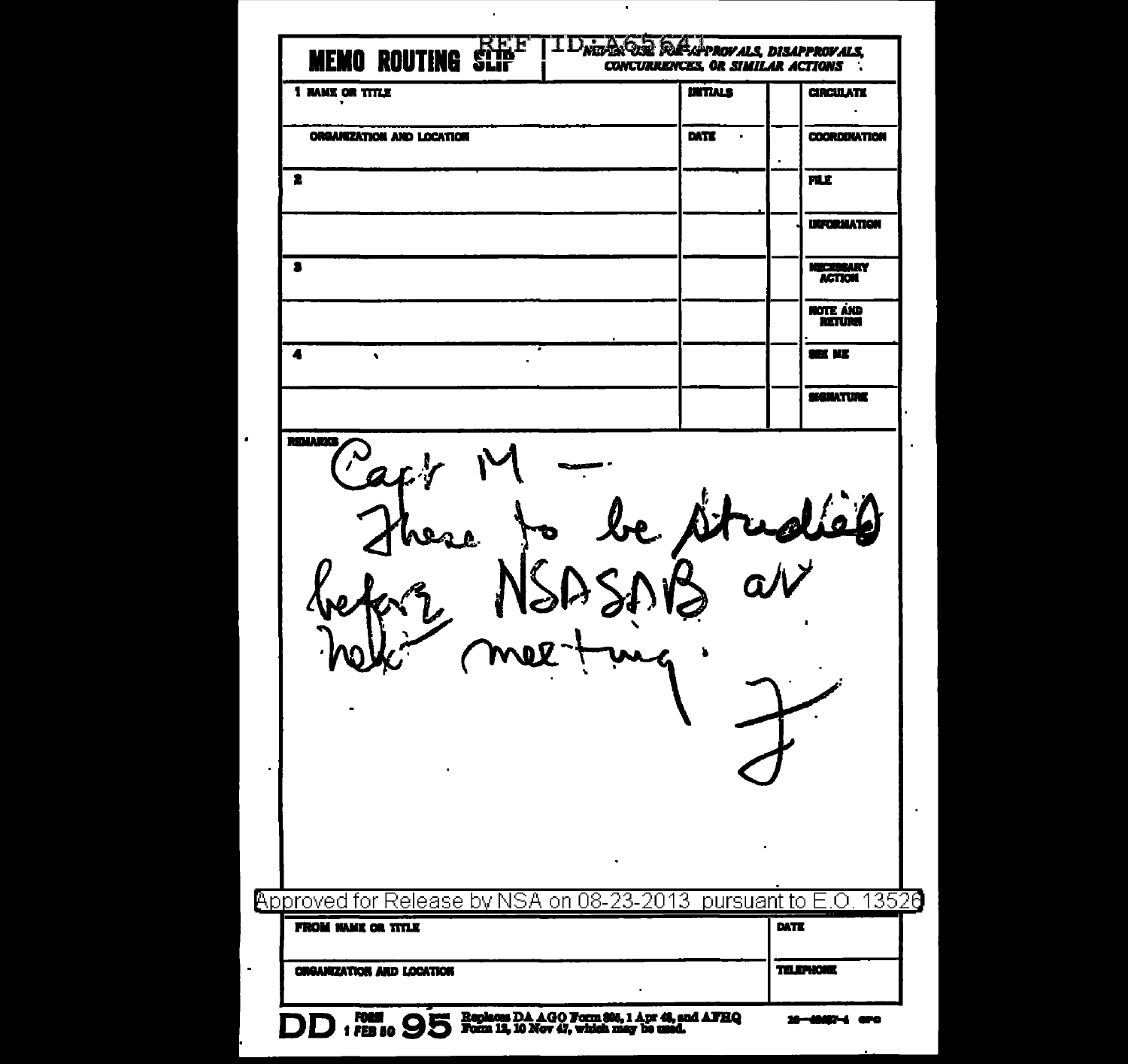# MEMO ROUTING SLIP

REF ID:A65641

NEVER USE FOR APPROVALS, DISAPPROVALS, CONCURRENCES, OR SIMILAR ACTIONS

| | | | |
|---|---|---|---|
| 1 NAME OR TITLE | INITIALS | | CIRCULATE |
| ORGANIZATION AND LOCATION | DATE | | COORDINATION |
| 2 | | | FILE |
| | | | INFORMATION |
| 3 | | | NECESSARY ACTION |
| | | | NOTE AND RETURN |
| 4 | | | SEE ME |
| | | | SIGNATURE |

REMARKS

Capt M —

These to be studied before NSASAB ad hoc meeting.

J

Approved for Release by NSA on 08-23-2013 pursuant to E.O. 13526

| | |
|---|---|
| FROM NAME OR TITLE | DATE |
| ORGANIZATION AND LOCATION | TELEPHONE |

DD FORM 1 FEB 50 95 Replaces DA AGO Form 895, 1 Apr 48, and AFHQ Form 12, 10 Nov 47, which may be used.

16—48487-4 GPO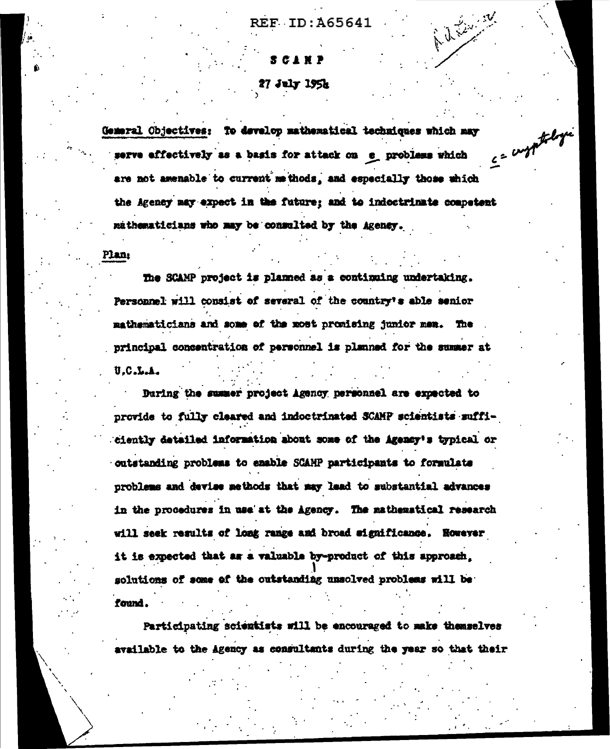# SCAMP

27 July 1954

**General Objectives:** To develop mathematical techniques which may serve effectively as a basis for attack on c problems which are not amenable to current methods, and especially those which the Agency may expect in the future; and to indoctrinate competent mathematicians who may be consulted by the Agency.

c = cryptologic

**Plan:**

The SCAMP project is planned as a continuing undertaking. Personnel will consist of several of the country's able senior mathematicians and some of the most promising junior men. The principal concentration of personnel is planned for the summer at U.C.L.A.

During the summer project Agency personnel are expected to provide to fully cleared and indoctrinated SCAMP scientists sufficiently detailed information about some of the Agency's typical or outstanding problems to enable SCAMP participants to formulate problems and devise methods that may lead to substantial advances in the procedures in use at the Agency. The mathematical research will seek results of long range and broad significance. However it is expected that as a valuable by-product of this approach, solutions of some of the outstanding unsolved problems will be found.

Participating scientists will be encouraged to make themselves available to the Agency as consultants during the year so that their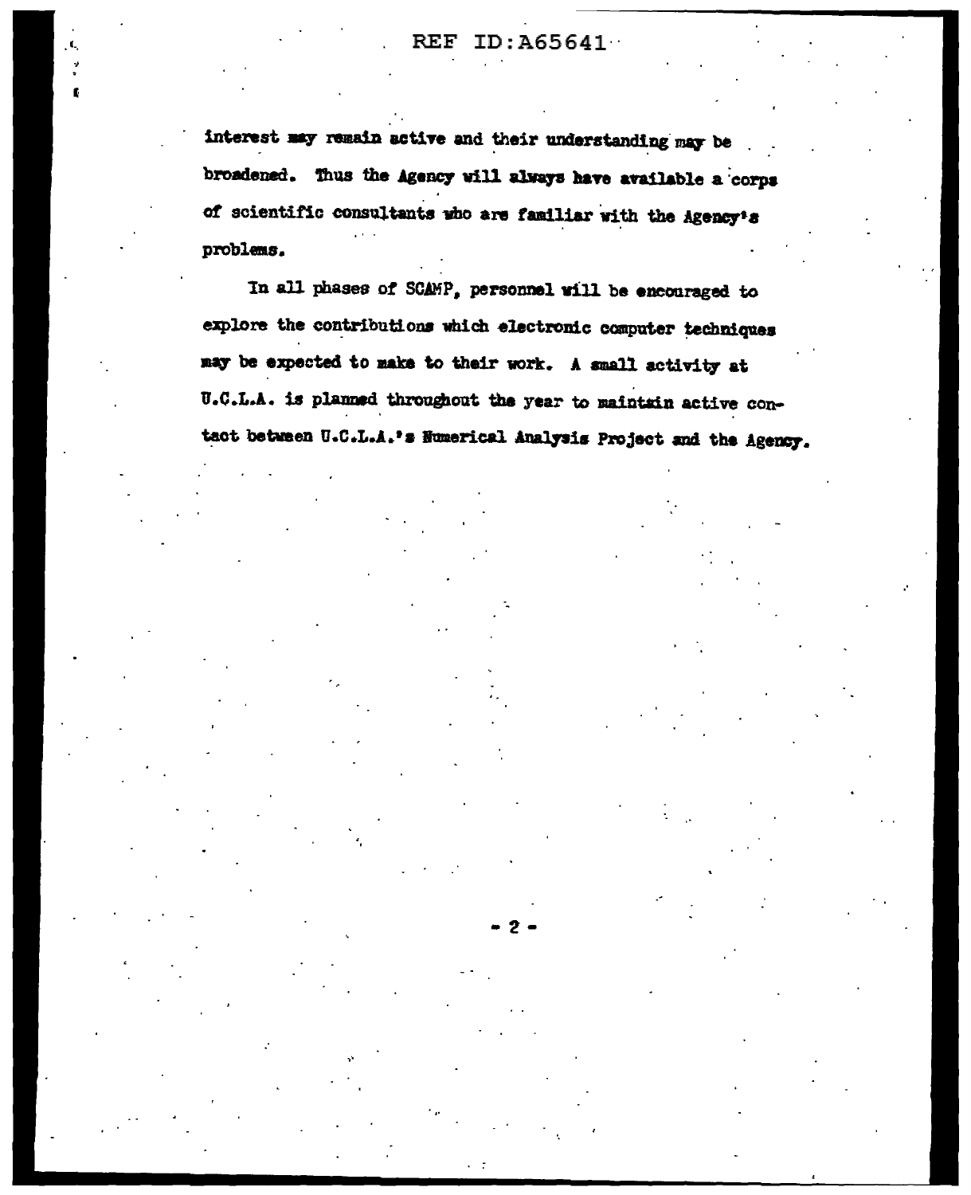interest may remain active and their understanding may be broadened. Thus the Agency will always have available a corps of scientific consultants who are familiar with the Agency's problems.

In all phases of SCAMP, personnel will be encouraged to explore the contributions which electronic computer techniques may be expected to make to their work. A small activity at U.C.L.A. is planned throughout the year to maintain active contact between U.C.L.A.'s Numerical Analysis Project and the Agency.